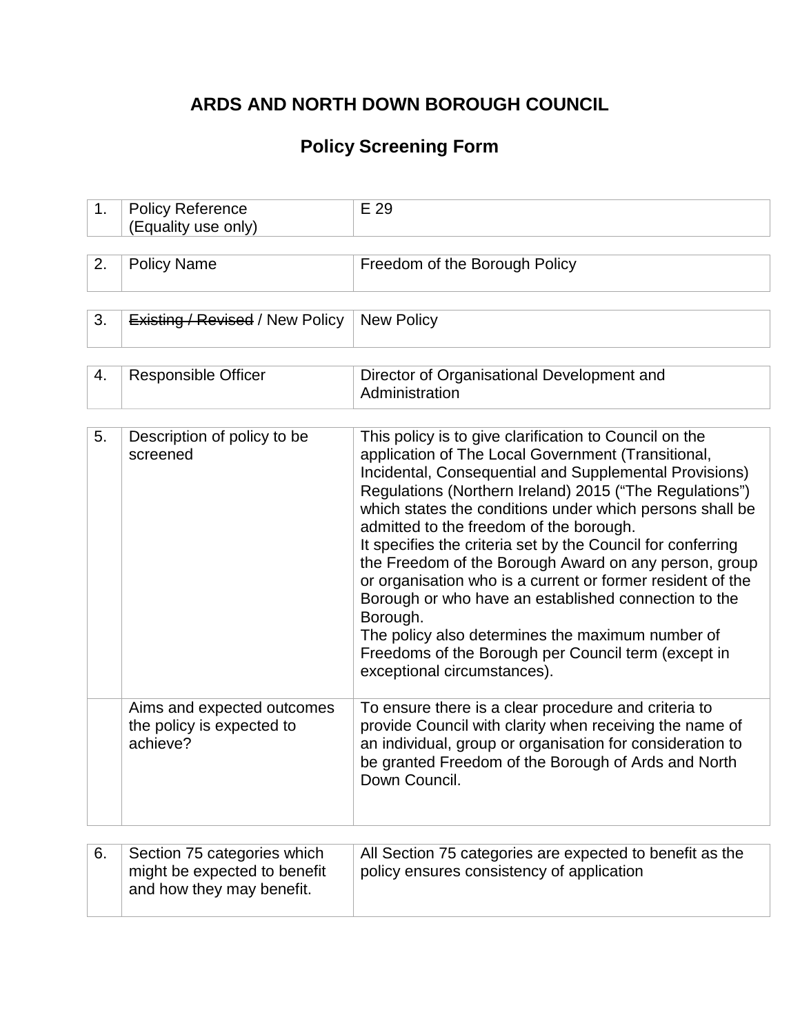# ARDS AND NORTH DOWN BOROUGH COUNCIL

## Policy Screening Form

| | | |
|---|---|---|
| 1. | Policy Reference (Equality use only) | E 29 |

| | | |
|---|---|---|
| 2. | Policy Name | Freedom of the Borough Policy |

| | | |
|---|---|---|
| 3. | ~~Existing / Revised~~ / New Policy | New Policy |

| | | |
|---|---|---|
| 4. | Responsible Officer | Director of Organisational Development and Administration |

| | | |
|---|---|---|
| 5. | Description of policy to be screened | This policy is to give clarification to Council on the application of The Local Government (Transitional, Incidental, Consequential and Supplemental Provisions) Regulations (Northern Ireland) 2015 ("The Regulations") which states the conditions under which persons shall be admitted to the freedom of the borough.<br>It specifies the criteria set by the Council for conferring the Freedom of the Borough Award on any person, group or organisation who is a current or former resident of the Borough or who have an established connection to the Borough.<br>The policy also determines the maximum number of Freedoms of the Borough per Council term (except in exceptional circumstances). |
| | Aims and expected outcomes the policy is expected to achieve? | To ensure there is a clear procedure and criteria to provide Council with clarity when receiving the name of an individual, group or organisation for consideration to be granted Freedom of the Borough of Ards and North Down Council. |

| | | |
|---|---|---|
| 6. | Section 75 categories which might be expected to benefit and how they may benefit. | All Section 75 categories are expected to benefit as the policy ensures consistency of application |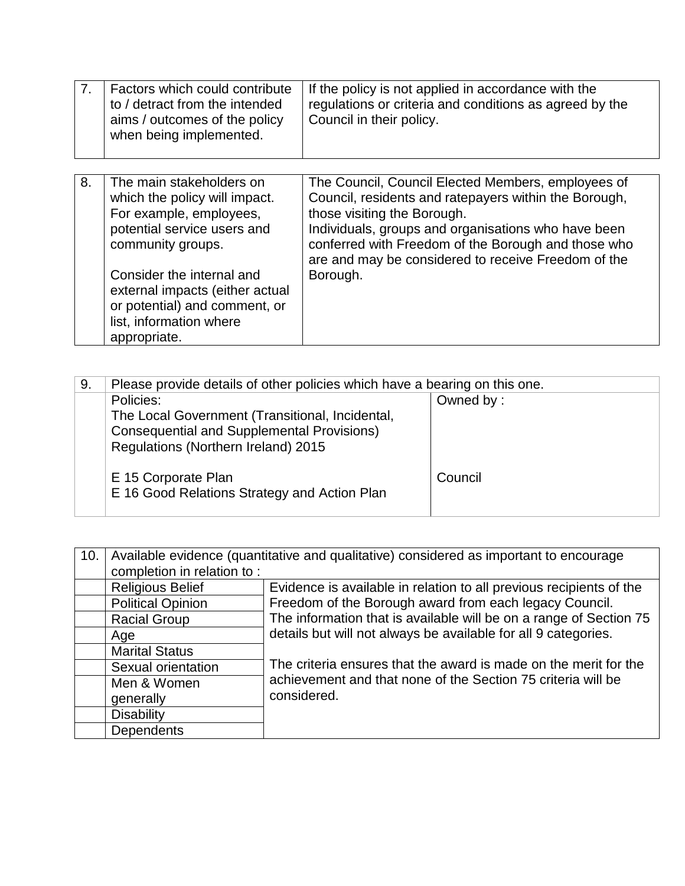| 7. | Factors which could contribute to / detract from the intended aims / outcomes of the policy when being implemented. | If the policy is not applied in accordance with the regulations or criteria and conditions as agreed by the Council in their policy. |
|---|---|---|

| 8. | The main stakeholders on which the policy will impact. For example, employees, potential service users and community groups.<br><br>Consider the internal and external impacts (either actual or potential) and comment, or list, information where appropriate. | The Council, Council Elected Members, employees of Council, residents and ratepayers within the Borough, those visiting the Borough.<br>Individuals, groups and organisations who have been conferred with Freedom of the Borough and those who are and may be considered to receive Freedom of the Borough. |
|---|---|---|

| 9. | Please provide details of other policies which have a bearing on this one. | |
|---|---|---|
| | Policies:<br>The Local Government (Transitional, Incidental, Consequential and Supplemental Provisions) Regulations (Northern Ireland) 2015<br><br>E 15 Corporate Plan<br>E 16 Good Relations Strategy and Action Plan | Owned by :<br><br><br><br>Council |

| 10. | Available evidence (quantitative and qualitative) considered as important to encourage completion in relation to : | |
|---|---|---|
| | Religious Belief | Evidence is available in relation to all previous recipients of the Freedom of the Borough award from each legacy Council. The information that is available will be on a range of Section 75 details but will not always be available for all 9 categories.<br><br>The criteria ensures that the award is made on the merit for the achievement and that none of the Section 75 criteria will be considered. |
| | Political Opinion | |
| | Racial Group | |
| | Age | |
| | Marital Status | |
| | Sexual orientation | |
| | Men & Women generally | |
| | Disability | |
| | Dependents | |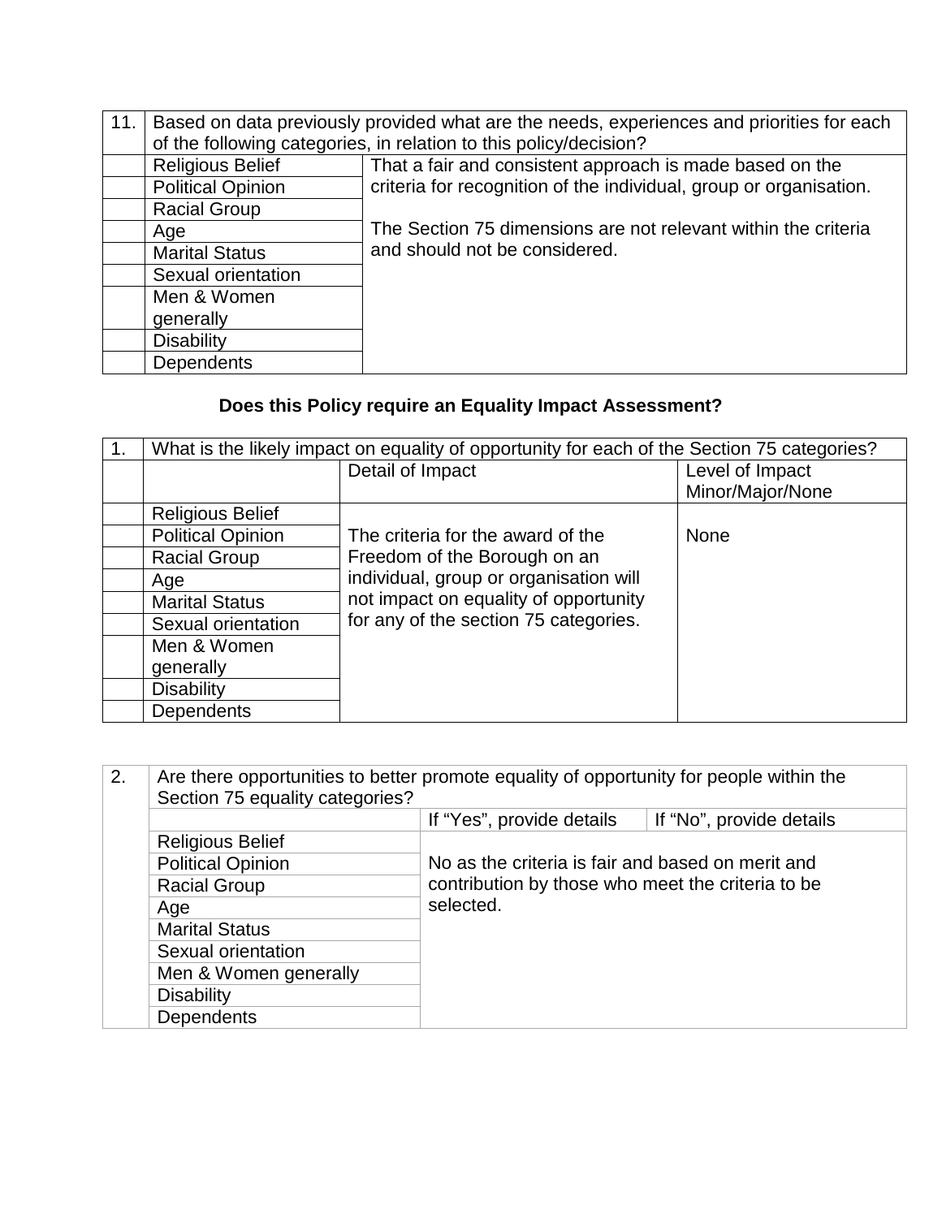| 11. | Based on data previously provided what are the needs, experiences and priorities for each of the following categories, in relation to this policy/decision? | |
|---|---|---|
| | Religious Belief | That a fair and consistent approach is made based on the criteria for recognition of the individual, group or organisation.<br><br>The Section 75 dimensions are not relevant within the criteria and should not be considered. |
| | Political Opinion | |
| | Racial Group | |
| | Age | |
| | Marital Status | |
| | Sexual orientation | |
| | Men & Women generally | |
| | Disability | |
| | Dependents | |

**Does this Policy require an Equality Impact Assessment?**

| 1. | What is the likely impact on equality of opportunity for each of the Section 75 categories? | | |
|---|---|---|---|
| | | Detail of Impact | Level of Impact Minor/Major/None |
| | Religious Belief | The criteria for the award of the Freedom of the Borough on an individual, group or organisation will not impact on equality of opportunity for any of the section 75 categories. | None |
| | Political Opinion | | |
| | Racial Group | | |
| | Age | | |
| | Marital Status | | |
| | Sexual orientation | | |
| | Men & Women generally | | |
| | Disability | | |
| | Dependents | | |

| 2. | Are there opportunities to better promote equality of opportunity for people within the Section 75 equality categories? | | |
|---|---|---|---|
| | | If "Yes", provide details | If "No", provide details |
| | Religious Belief | No as the criteria is fair and based on merit and contribution by those who meet the criteria to be selected. | |
| | Political Opinion | | |
| | Racial Group | | |
| | Age | | |
| | Marital Status | | |
| | Sexual orientation | | |
| | Men & Women generally | | |
| | Disability | | |
| | Dependents | | |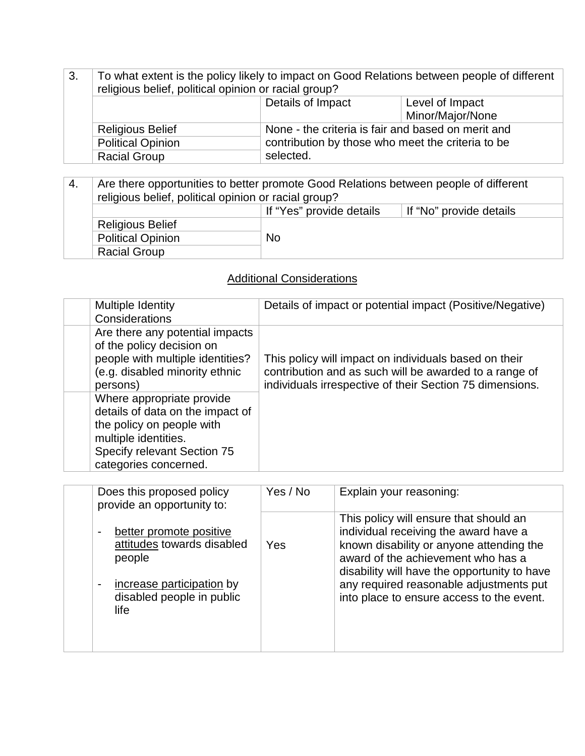| 3. | To what extent is the policy likely to impact on Good Relations between people of different religious belief, political opinion or racial group? | | |
|---|---|---|---|
| | | Details of Impact | Level of Impact Minor/Major/None |
| | Religious Belief | None - the criteria is fair and based on merit and contribution by those who meet the criteria to be selected. | |
| | Political Opinion | | |
| | Racial Group | | |

| 4. | Are there opportunities to better promote Good Relations between people of different religious belief, political opinion or racial group? | | |
|---|---|---|---|
| | | If "Yes" provide details | If "No" provide details |
| | Religious Belief | No | |
| | Political Opinion | | |
| | Racial Group | | |

## Additional Considerations

| | Multiple Identity Considerations | Details of impact or potential impact (Positive/Negative) |
|---|---|---|
| | Are there any potential impacts of the policy decision on people with multiple identities? (e.g. disabled minority ethnic persons) | This policy will impact on individuals based on their contribution and as such will be awarded to a range of individuals irrespective of their Section 75 dimensions. |
| | Where appropriate provide details of data on the impact of the policy on people with multiple identities. Specify relevant Section 75 categories concerned. | |

| | Does this proposed policy provide an opportunity to: | Yes / No | Explain your reasoning: |
|---|---|---|---|
| | - better promote positive attitudes towards disabled people<br>- increase participation by disabled people in public life | Yes | This policy will ensure that should an individual receiving the award have a known disability or anyone attending the award of the achievement who has a disability will have the opportunity to have any required reasonable adjustments put into place to ensure access to the event. |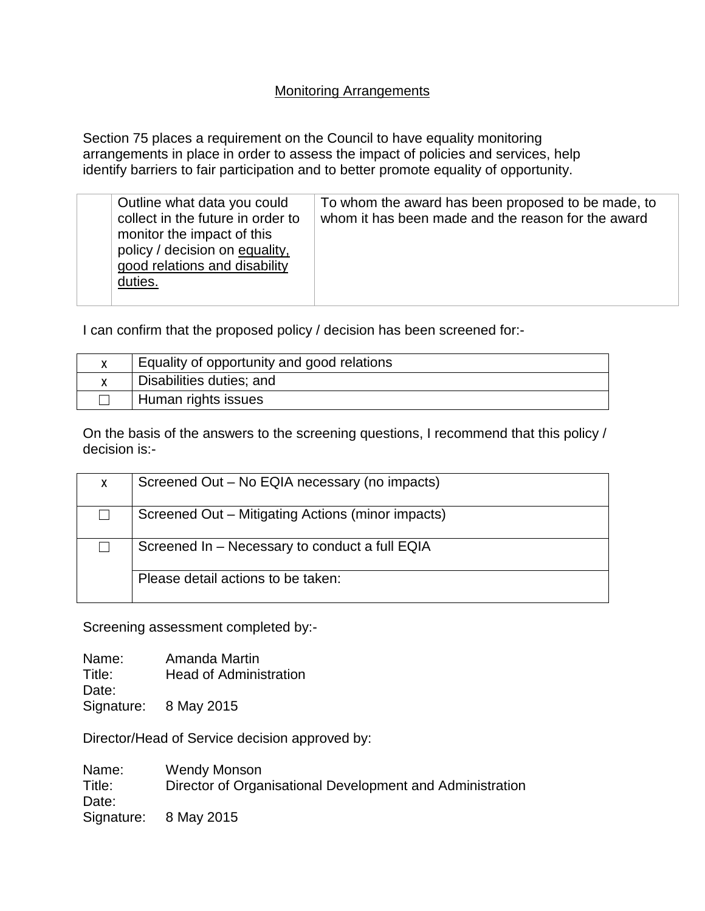## Monitoring Arrangements

Section 75 places a requirement on the Council to have equality monitoring arrangements in place in order to assess the impact of policies and services, help identify barriers to fair participation and to better promote equality of opportunity.

| | | |
|---|---|---|
| | Outline what data you could collect in the future in order to monitor the impact of this policy / decision on equality, good relations and disability duties. | To whom the award has been proposed to be made, to whom it has been made and the reason for the award |

I can confirm that the proposed policy / decision has been screened for:-

| | |
|---|---|
| x | Equality of opportunity and good relations |
| x | Disabilities duties; and |
| ☐ | Human rights issues |

On the basis of the answers to the screening questions, I recommend that this policy / decision is:-

| | |
|---|---|
| x | Screened Out – No EQIA necessary (no impacts) |
| ☐ | Screened Out – Mitigating Actions (minor impacts) |
| ☐ | Screened In – Necessary to conduct a full EQIA |
| | Please detail actions to be taken: |

Screening assessment completed by:-

Name: Amanda Martin
Title: Head of Administration
Date:
Signature: 8 May 2015

Director/Head of Service decision approved by:

Name: Wendy Monson
Title: Director of Organisational Development and Administration
Date:
Signature: 8 May 2015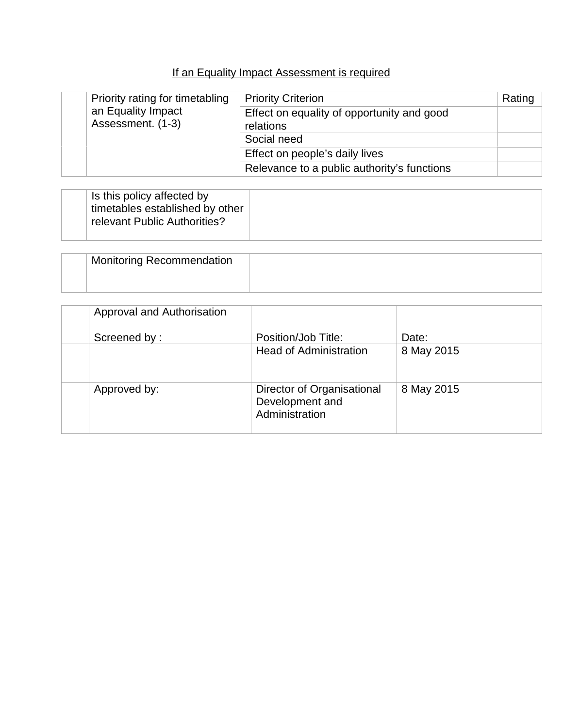<u>If an Equality Impact Assessment is required</u>

| | Priority rating for timetabling an Equality Impact Assessment. (1-3) | Priority Criterion | Rating |
|---|---|---|---|
| | | Effect on equality of opportunity and good relations | |
| | | Social need | |
| | | Effect on people's daily lives | |
| | | Relevance to a public authority's functions | |

| | Is this policy affected by timetables established by other relevant Public Authorities? | |
|---|---|---|

| | Monitoring Recommendation | |
|---|---|---|

| | Approval and Authorisation<br><br>Screened by : | Position/Job Title: | Date: |
|---|---|---|---|
| | | Head of Administration | 8 May 2015 |
| | Approved by: | Director of Organisational Development and Administration | 8 May 2015 |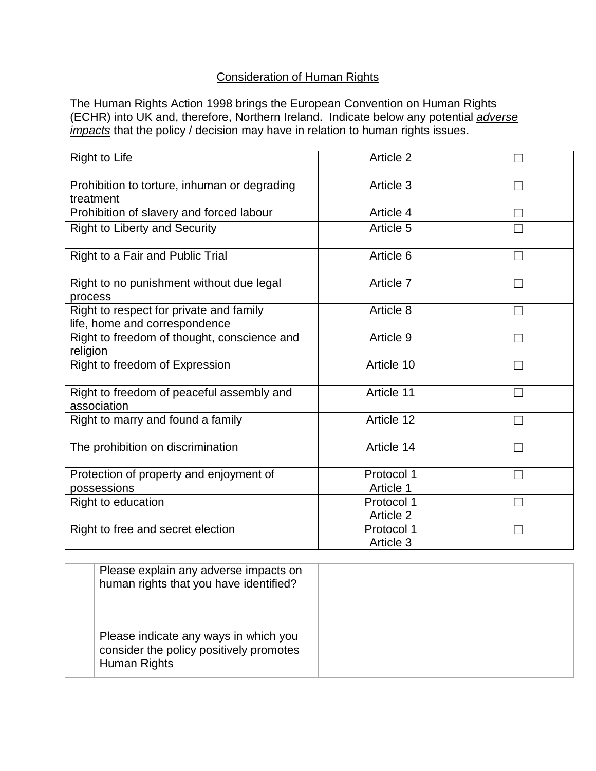Consideration of Human Rights

The Human Rights Action 1998 brings the European Convention on Human Rights (ECHR) into UK and, therefore, Northern Ireland. Indicate below any potential *adverse impacts* that the policy / decision may have in relation to human rights issues.

| | | |
|---|---|---|
| Right to Life | Article 2 | ☐ |
| Prohibition to torture, inhuman or degrading treatment | Article 3 | ☐ |
| Prohibition of slavery and forced labour | Article 4 | ☐ |
| Right to Liberty and Security | Article 5 | ☐ |
| Right to a Fair and Public Trial | Article 6 | ☐ |
| Right to no punishment without due legal process | Article 7 | ☐ |
| Right to respect for private and family life, home and correspondence | Article 8 | ☐ |
| Right to freedom of thought, conscience and religion | Article 9 | ☐ |
| Right to freedom of Expression | Article 10 | ☐ |
| Right to freedom of peaceful assembly and association | Article 11 | ☐ |
| Right to marry and found a family | Article 12 | ☐ |
| The prohibition on discrimination | Article 14 | ☐ |
| Protection of property and enjoyment of possessions | Protocol 1 Article 1 | ☐ |
| Right to education | Protocol 1 Article 2 | ☐ |
| Right to free and secret election | Protocol 1 Article 3 | ☐ |

| | | |
|---|---|---|
| | Please explain any adverse impacts on human rights that you have identified? | |
| | Please indicate any ways in which you consider the policy positively promotes Human Rights | |